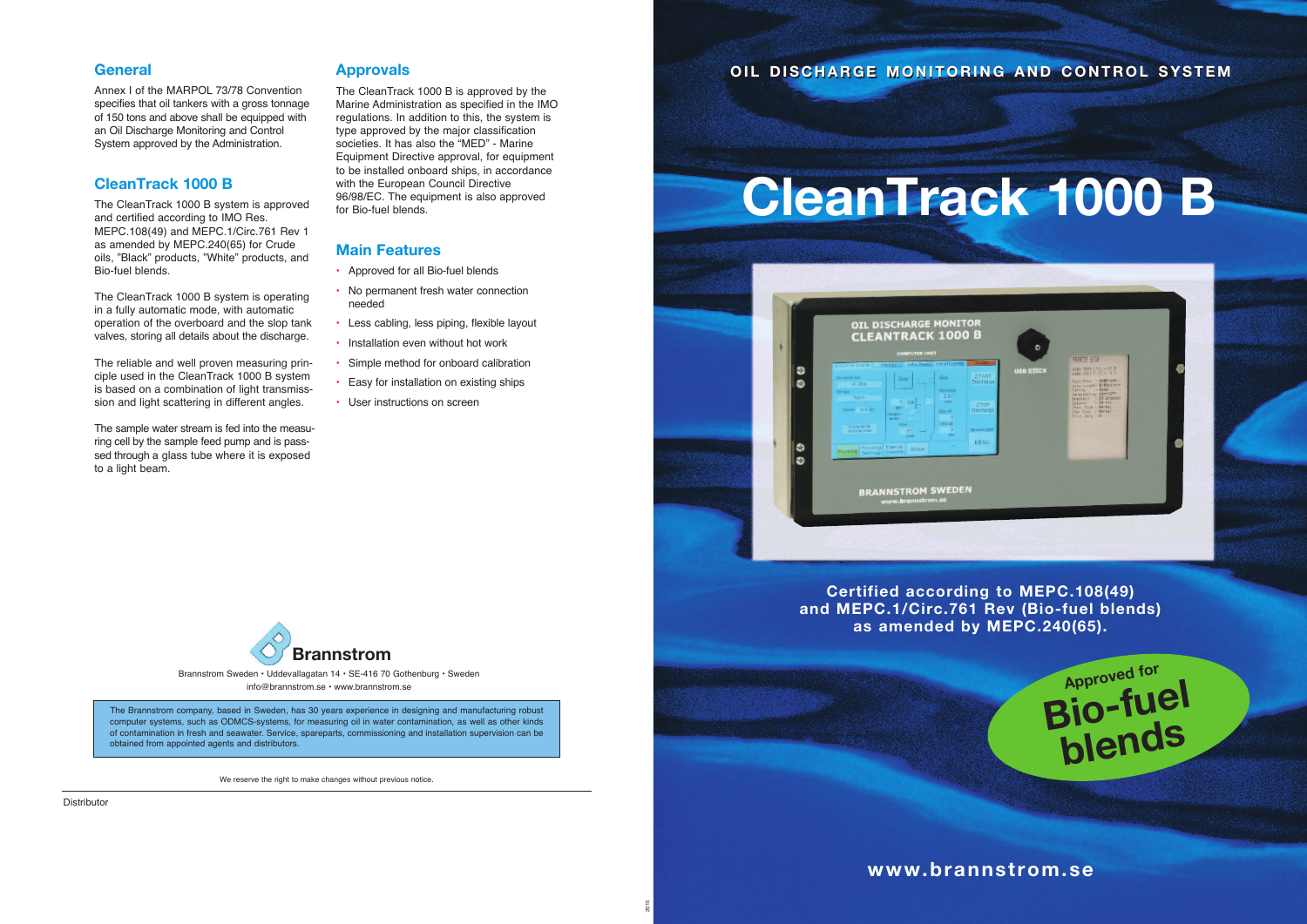## General

Annex I of the MARPOL 73/78 Convention specifies that oil tankers with a gross tonnage of 150 tons and above shall be equipped with an Oil Discharge Monitoring and Control System approved by the Administration.

## CleanTrack 1000 B

The CleanTrack 1000 B system is approved and certified according to IMO Res. MEPC.108(49) and MEPC.1/Circ.761 Rev 1 as amended by MEPC.240(65) for Crude oils, "Black" products, "White" products, and Bio-fuel blends.

The CleanTrack 1000 B system is operating in a fully automatic mode, with automatic operation of the overboard and the slop tank valves, storing all details about the discharge.

The reliable and well proven measuring principle used in the CleanTrack 1000 B system is based on a combination of light transmission and light scattering in different angles.

The sample water stream is fed into the measuring cell by the sample feed pump and is passed through a glass tube where it is exposed to a light beam.

## Approvals

The CleanTrack 1000 B is approved by the Marine Administration as specified in the IMO regulations. In addition to this, the system is type approved by the major classification societies. It has also the "MED" - Marine Equipment Directive approval, for equipment to be installed onboard ships, in accordance with the European Council Directive 96/98/EC. The equipment is also approved for Bio-fuel blends.

## Main Features

- Approved for all Bio-fuel blends
- No permanent fresh water connection needed
- Less cabling, less piping, flexible layout
- Installation even without hot work
- Simple method for onboard calibration
- Easy for installation on existing ships
- User instructions on screen

**Brannstrom**

Brannstrom Sweden • Uddevallagatan 14 • SE-416 70 Gothenburg • Sweden
info@brannstrom.se • www.brannstrom.se

The Brannstrom company, based in Sweden, has 30 years experience in designing and manufacturing robust computer systems, such as ODMCS-systems, for measuring oil in water contamination, as well as other kinds of contamination in fresh and seawater. Service, spareparts, commissioning and installation supervision can be obtained from appointed agents and distributors.

We reserve the right to make changes without previous notice.

Distributor

**OIL DISCHARGE MONITORING AND CONTROL SYSTEM**

# CleanTrack 1000 B

**Certified according to MEPC.108(49) and MEPC.1/Circ.761 Rev (Bio-fuel blends) as amended by MEPC.240(65).**

**Approved for Bio-fuel blends**

**www.brannstrom.se**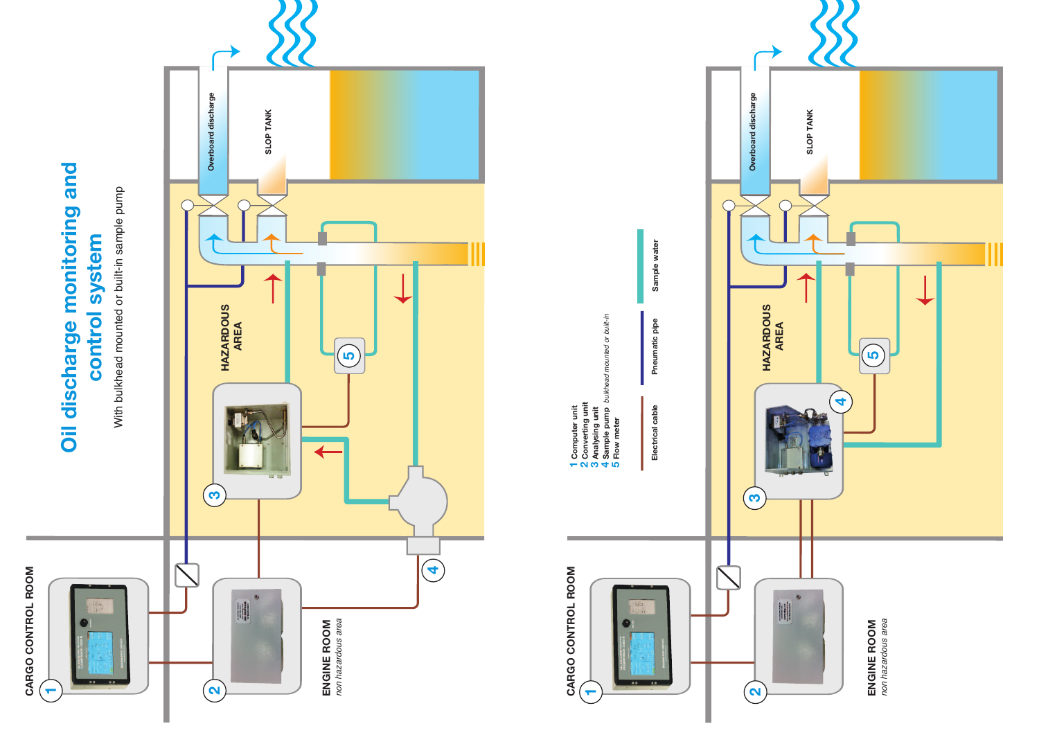# Oil discharge monitoring and control system

With bulkhead mounted or built-in sample pump

CARGO CONTROL ROOM

ENGINE ROOM
*non hazardous area*

HAZARDOUS AREA

SLOP TANK

Overboard discharge

1 Computer unit
2 Converting unit
3 Analysing unit
4 Sample pump *bulkhead mounted or built-in*
5 Flow meter

Electrical cable

Pneumatic pipe

Sample water